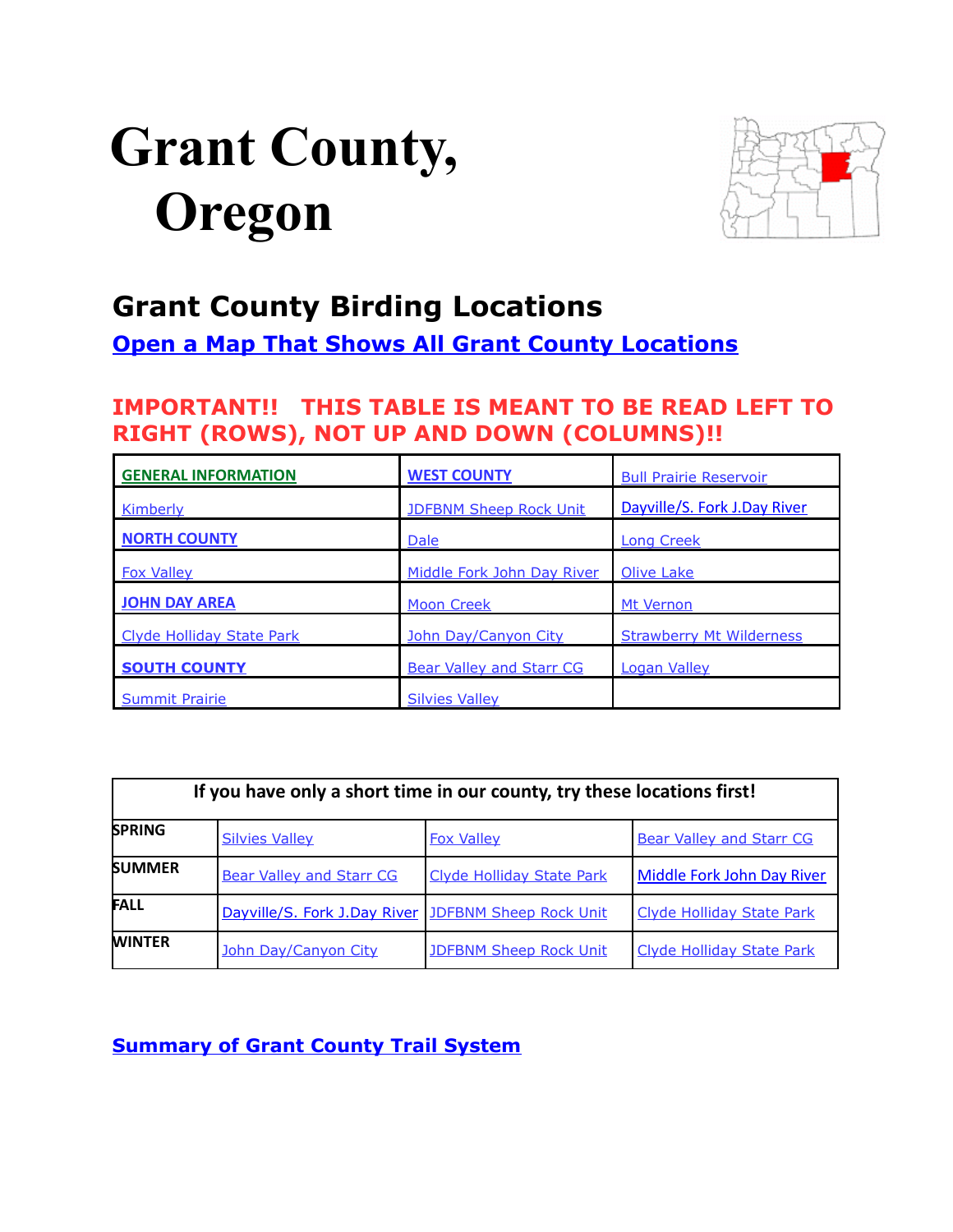# Grant County, Oregon

## Grant County Birding Locations

**Open a Map That Shows All Grant County Locations**

**IMPORTANT!! THIS TABLE IS MEANT TO BE READ LEFT TO RIGHT (ROWS), NOT UP AND DOWN (COLUMNS)!!**

| | | |
|---|---|---|
| **GENERAL INFORMATION** | **WEST COUNTY** | Bull Prairie Reservoir |
| Kimberly | JDFBNM Sheep Rock Unit | Dayville/S. Fork J.Day River |
| **NORTH COUNTY** | Dale | Long Creek |
| Fox Valley | Middle Fork John Day River | Olive Lake |
| **JOHN DAY AREA** | Moon Creek | Mt Vernon |
| Clyde Holliday State Park | John Day/Canyon City | Strawberry Mt Wilderness |
| **SOUTH COUNTY** | Bear Valley and Starr CG | Logan Valley |
| Summit Prairie | Silvies Valley | |

| If you have only a short time in our county, try these locations first! | | | |
|---|---|---|---|
| **SPRING** | Silvies Valley | Fox Valley | Bear Valley and Starr CG |
| **SUMMER** | Bear Valley and Starr CG | Clyde Holliday State Park | Middle Fork John Day River |
| **FALL** | Dayville/S. Fork J.Day River | JDFBNM Sheep Rock Unit | Clyde Holliday State Park |
| **WINTER** | John Day/Canyon City | JDFBNM Sheep Rock Unit | Clyde Holliday State Park |

**Summary of Grant County Trail System**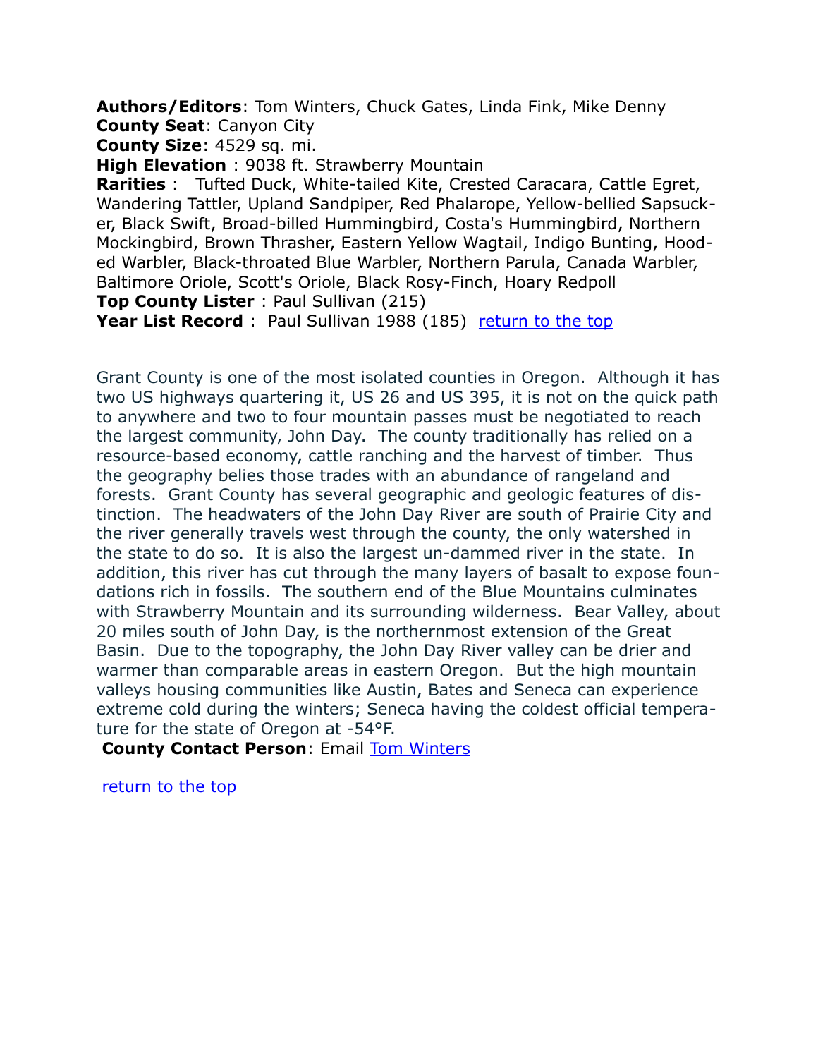**Authors/Editors**: Tom Winters, Chuck Gates, Linda Fink, Mike Denny
**County Seat**: Canyon City
**County Size**: 4529 sq. mi.
**High Elevation** : 9038 ft. Strawberry Mountain
**Rarities** : Tufted Duck, White-tailed Kite, Crested Caracara, Cattle Egret, Wandering Tattler, Upland Sandpiper, Red Phalarope, Yellow-bellied Sapsucker, Black Swift, Broad-billed Hummingbird, Costa's Hummingbird, Northern Mockingbird, Brown Thrasher, Eastern Yellow Wagtail, Indigo Bunting, Hooded Warbler, Black-throated Blue Warbler, Northern Parula, Canada Warbler, Baltimore Oriole, Scott's Oriole, Black Rosy-Finch, Hoary Redpoll
**Top County Lister** : Paul Sullivan (215)
**Year List Record** : Paul Sullivan 1988 (185) return to the top

Grant County is one of the most isolated counties in Oregon. Although it has two US highways quartering it, US 26 and US 395, it is not on the quick path to anywhere and two to four mountain passes must be negotiated to reach the largest community, John Day. The county traditionally has relied on a resource-based economy, cattle ranching and the harvest of timber. Thus the geography belies those trades with an abundance of rangeland and forests. Grant County has several geographic and geologic features of distinction. The headwaters of the John Day River are south of Prairie City and the river generally travels west through the county, the only watershed in the state to do so. It is also the largest un-dammed river in the state. In addition, this river has cut through the many layers of basalt to expose foundations rich in fossils. The southern end of the Blue Mountains culminates with Strawberry Mountain and its surrounding wilderness. Bear Valley, about 20 miles south of John Day, is the northernmost extension of the Great Basin. Due to the topography, the John Day River valley can be drier and warmer than comparable areas in eastern Oregon. But the high mountain valleys housing communities like Austin, Bates and Seneca can experience extreme cold during the winters; Seneca having the coldest official temperature for the state of Oregon at -54°F.

**County Contact Person**: Email Tom Winters

return to the top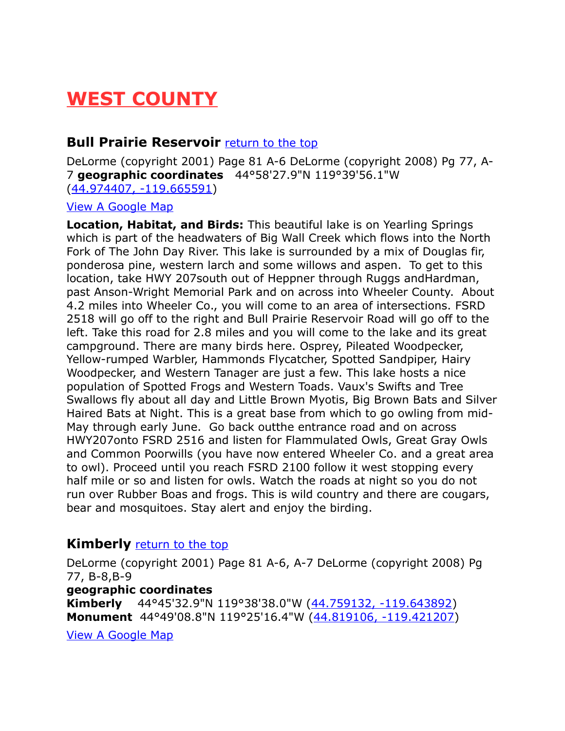# WEST COUNTY

### Bull Prairie Reservoir [return to the top]

DeLorme (copyright 2001) Page 81 A-6 DeLorme (copyright 2008) Pg 77, A-7 **geographic coordinates** 44°58'27.9"N 119°39'56.1"W (44.974407, -119.665591)

View A Google Map

**Location, Habitat, and Birds:** This beautiful lake is on Yearling Springs which is part of the headwaters of Big Wall Creek which flows into the North Fork of The John Day River. This lake is surrounded by a mix of Douglas fir, ponderosa pine, western larch and some willows and aspen. To get to this location, take HWY 207south out of Heppner through Ruggs andHardman, past Anson-Wright Memorial Park and on across into Wheeler County. About 4.2 miles into Wheeler Co., you will come to an area of intersections. FSRD 2518 will go off to the right and Bull Prairie Reservoir Road will go off to the left. Take this road for 2.8 miles and you will come to the lake and its great campground. There are many birds here. Osprey, Pileated Woodpecker, Yellow-rumped Warbler, Hammonds Flycatcher, Spotted Sandpiper, Hairy Woodpecker, and Western Tanager are just a few. This lake hosts a nice population of Spotted Frogs and Western Toads. Vaux's Swifts and Tree Swallows fly about all day and Little Brown Myotis, Big Brown Bats and Silver Haired Bats at Night. This is a great base from which to go owling from mid-May through early June. Go back outthe entrance road and on across HWY207onto FSRD 2516 and listen for Flammulated Owls, Great Gray Owls and Common Poorwills (you have now entered Wheeler Co. and a great area to owl). Proceed until you reach FSRD 2100 follow it west stopping every half mile or so and listen for owls. Watch the roads at night so you do not run over Rubber Boas and frogs. This is wild country and there are cougars, bear and mosquitoes. Stay alert and enjoy the birding.

### Kimberly [return to the top]

DeLorme (copyright 2001) Page 81 A-6, A-7 DeLorme (copyright 2008) Pg 77, B-8,B-9

**geographic coordinates**

**Kimberly** 44°45'32.9"N 119°38'38.0"W (44.759132, -119.643892)

**Monument** 44°49'08.8"N 119°25'16.4"W (44.819106, -119.421207)

View A Google Map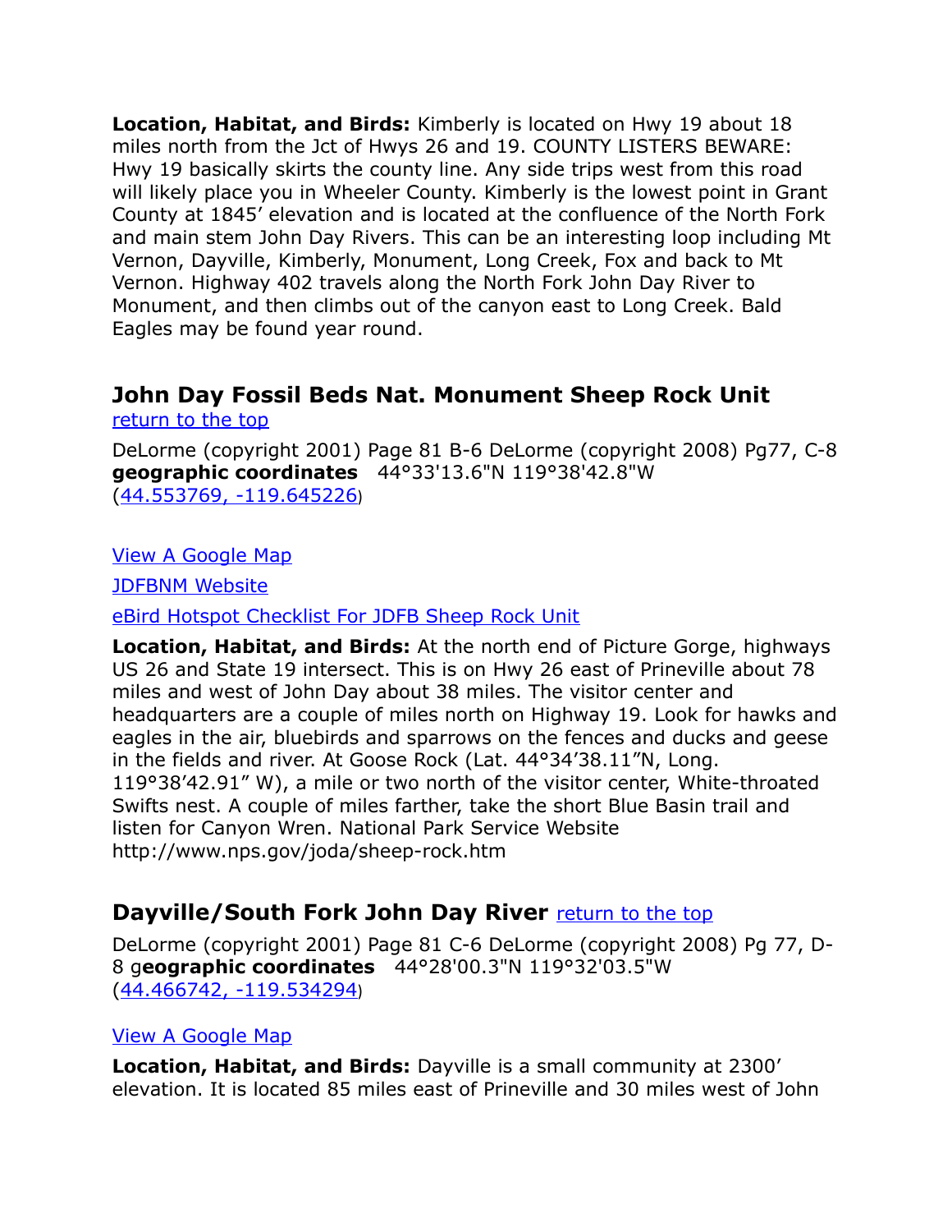**Location, Habitat, and Birds:** Kimberly is located on Hwy 19 about 18 miles north from the Jct of Hwys 26 and 19. COUNTY LISTERS BEWARE: Hwy 19 basically skirts the county line. Any side trips west from this road will likely place you in Wheeler County. Kimberly is the lowest point in Grant County at 1845' elevation and is located at the confluence of the North Fork and main stem John Day Rivers. This can be an interesting loop including Mt Vernon, Dayville, Kimberly, Monument, Long Creek, Fox and back to Mt Vernon. Highway 402 travels along the North Fork John Day River to Monument, and then climbs out of the canyon east to Long Creek. Bald Eagles may be found year round.

## John Day Fossil Beds Nat. Monument Sheep Rock Unit

[return to the top]

DeLorme (copyright 2001) Page 81 B-6 DeLorme (copyright 2008) Pg77, C-8 **geographic coordinates** 44°33'13.6"N 119°38'42.8"W ([44.553769, -119.645226])

[View A Google Map]

[JDFBNM Website]

[eBird Hotspot Checklist For JDFB Sheep Rock Unit]

**Location, Habitat, and Birds:** At the north end of Picture Gorge, highways US 26 and State 19 intersect. This is on Hwy 26 east of Prineville about 78 miles and west of John Day about 38 miles. The visitor center and headquarters are a couple of miles north on Highway 19. Look for hawks and eagles in the air, bluebirds and sparrows on the fences and ducks and geese in the fields and river. At Goose Rock (Lat. 44°34'38.11"N, Long. 119°38'42.91" W), a mile or two north of the visitor center, White-throated Swifts nest. A couple of miles farther, take the short Blue Basin trail and listen for Canyon Wren. National Park Service Website http://www.nps.gov/joda/sheep-rock.htm

## Dayville/South Fork John Day River [return to the top]

DeLorme (copyright 2001) Page 81 C-6 DeLorme (copyright 2008) Pg 77, D-8 g**eographic coordinates** 44°28'00.3"N 119°32'03.5"W ([44.466742, -119.534294])

[View A Google Map]

**Location, Habitat, and Birds:** Dayville is a small community at 2300' elevation. It is located 85 miles east of Prineville and 30 miles west of John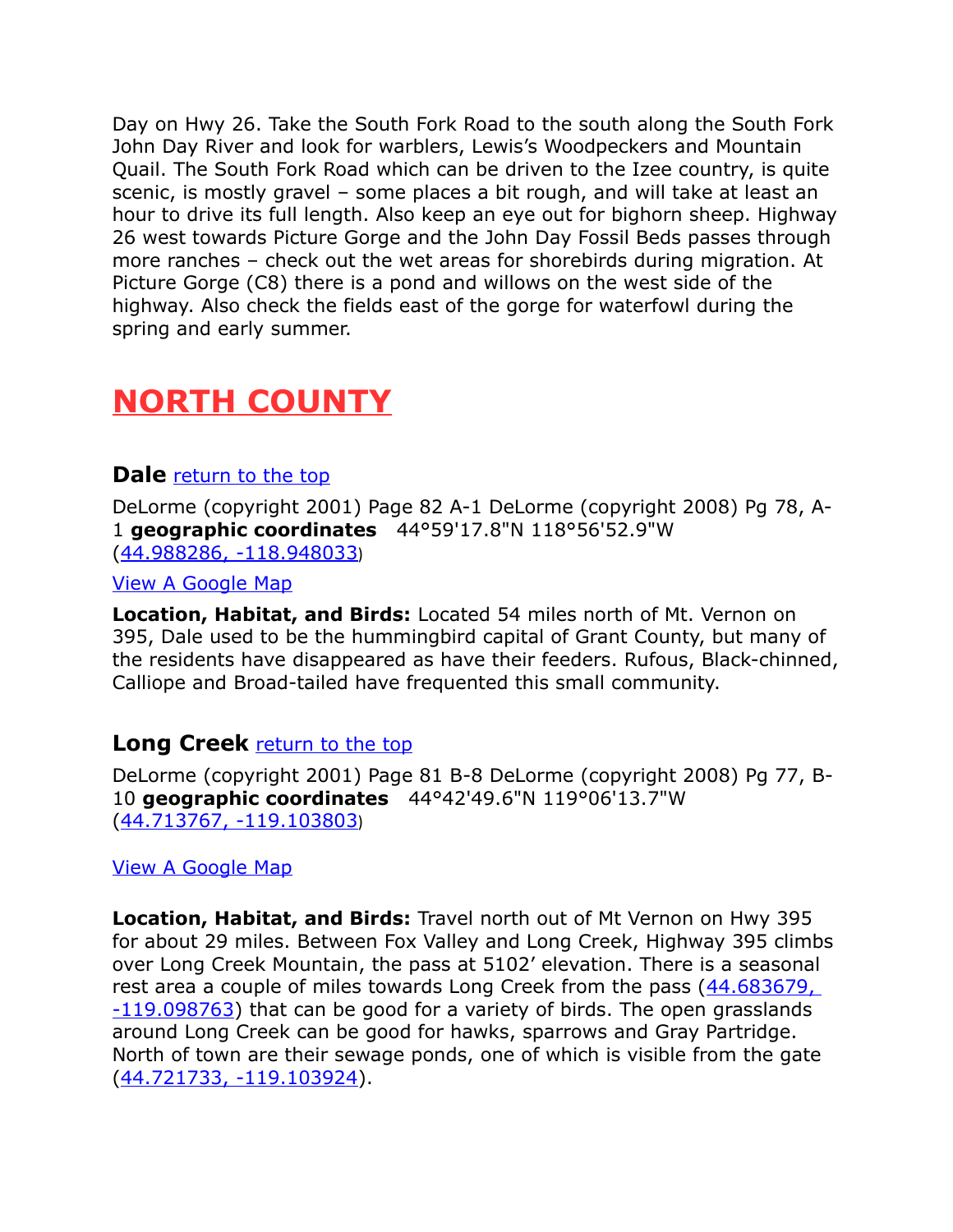Day on Hwy 26. Take the South Fork Road to the south along the South Fork John Day River and look for warblers, Lewis's Woodpeckers and Mountain Quail. The South Fork Road which can be driven to the Izee country, is quite scenic, is mostly gravel – some places a bit rough, and will take at least an hour to drive its full length. Also keep an eye out for bighorn sheep. Highway 26 west towards Picture Gorge and the John Day Fossil Beds passes through more ranches – check out the wet areas for shorebirds during migration. At Picture Gorge (C8) there is a pond and willows on the west side of the highway. Also check the fields east of the gorge for waterfowl during the spring and early summer.

# NORTH COUNTY

### Dale return to the top

DeLorme (copyright 2001) Page 82 A-1 DeLorme (copyright 2008) Pg 78, A-1 **geographic coordinates** 44°59'17.8"N 118°56'52.9"W (44.988286, -118.948033)

View A Google Map

**Location, Habitat, and Birds:** Located 54 miles north of Mt. Vernon on 395, Dale used to be the hummingbird capital of Grant County, but many of the residents have disappeared as have their feeders. Rufous, Black-chinned, Calliope and Broad-tailed have frequented this small community.

### Long Creek return to the top

DeLorme (copyright 2001) Page 81 B-8 DeLorme (copyright 2008) Pg 77, B-10 **geographic coordinates** 44°42'49.6"N 119°06'13.7"W (44.713767, -119.103803)

View A Google Map

**Location, Habitat, and Birds:** Travel north out of Mt Vernon on Hwy 395 for about 29 miles. Between Fox Valley and Long Creek, Highway 395 climbs over Long Creek Mountain, the pass at 5102' elevation. There is a seasonal rest area a couple of miles towards Long Creek from the pass (44.683679, -119.098763) that can be good for a variety of birds. The open grasslands around Long Creek can be good for hawks, sparrows and Gray Partridge. North of town are their sewage ponds, one of which is visible from the gate (44.721733, -119.103924).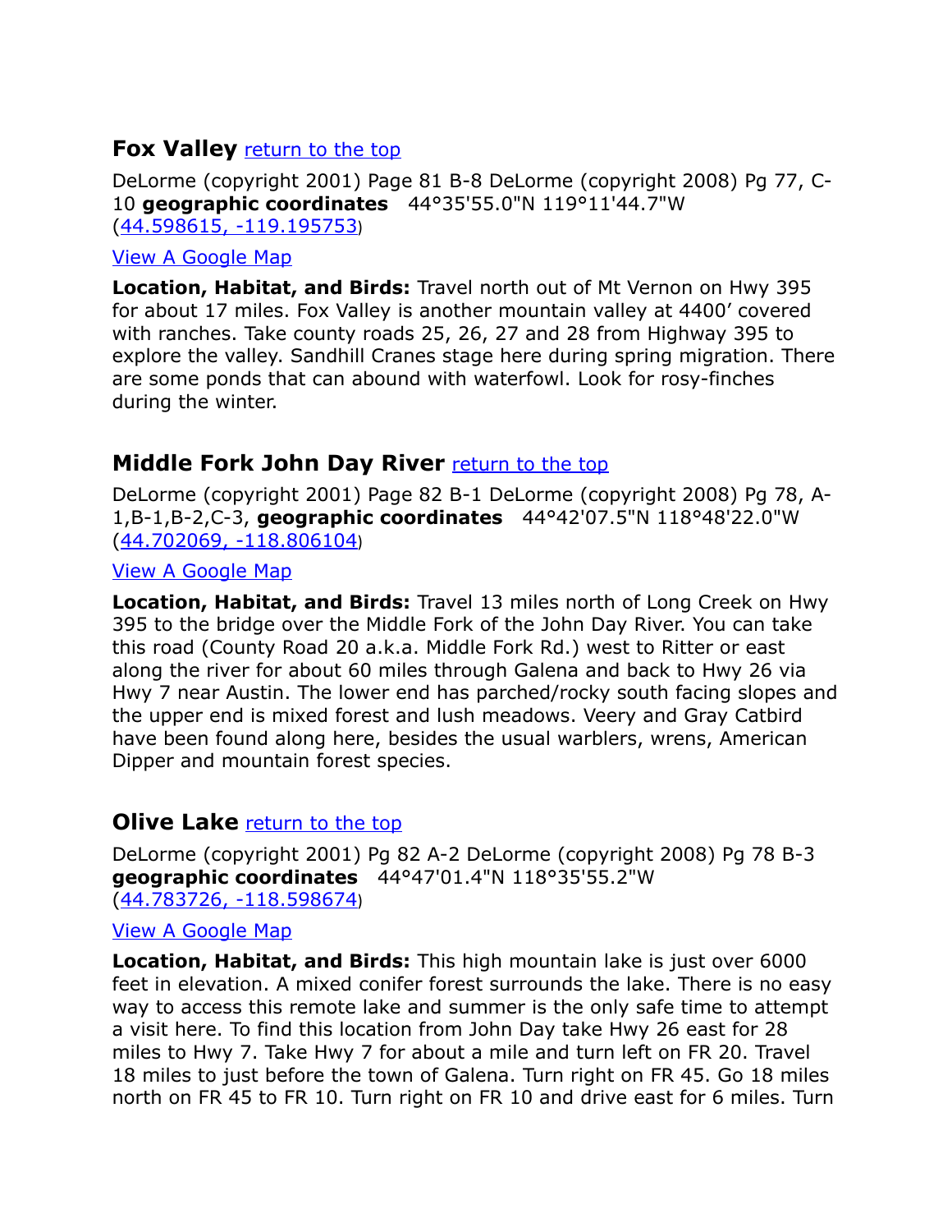## Fox Valley [return to the top]

DeLorme (copyright 2001) Page 81 B-8 DeLorme (copyright 2008) Pg 77, C-10 **geographic coordinates** 44°35'55.0"N 119°11'44.7"W (44.598615, -119.195753)

View A Google Map

**Location, Habitat, and Birds:** Travel north out of Mt Vernon on Hwy 395 for about 17 miles. Fox Valley is another mountain valley at 4400' covered with ranches. Take county roads 25, 26, 27 and 28 from Highway 395 to explore the valley. Sandhill Cranes stage here during spring migration. There are some ponds that can abound with waterfowl. Look for rosy-finches during the winter.

## Middle Fork John Day River [return to the top]

DeLorme (copyright 2001) Page 82 B-1 DeLorme (copyright 2008) Pg 78, A-1,B-1,B-2,C-3, **geographic coordinates** 44°42'07.5"N 118°48'22.0"W (44.702069, -118.806104)

View A Google Map

**Location, Habitat, and Birds:** Travel 13 miles north of Long Creek on Hwy 395 to the bridge over the Middle Fork of the John Day River. You can take this road (County Road 20 a.k.a. Middle Fork Rd.) west to Ritter or east along the river for about 60 miles through Galena and back to Hwy 26 via Hwy 7 near Austin. The lower end has parched/rocky south facing slopes and the upper end is mixed forest and lush meadows. Veery and Gray Catbird have been found along here, besides the usual warblers, wrens, American Dipper and mountain forest species.

## Olive Lake [return to the top]

DeLorme (copyright 2001) Pg 82 A-2 DeLorme (copyright 2008) Pg 78 B-3 **geographic coordinates** 44°47'01.4"N 118°35'55.2"W (44.783726, -118.598674)

View A Google Map

**Location, Habitat, and Birds:** This high mountain lake is just over 6000 feet in elevation. A mixed conifer forest surrounds the lake. There is no easy way to access this remote lake and summer is the only safe time to attempt a visit here. To find this location from John Day take Hwy 26 east for 28 miles to Hwy 7. Take Hwy 7 for about a mile and turn left on FR 20. Travel 18 miles to just before the town of Galena. Turn right on FR 45. Go 18 miles north on FR 45 to FR 10. Turn right on FR 10 and drive east for 6 miles. Turn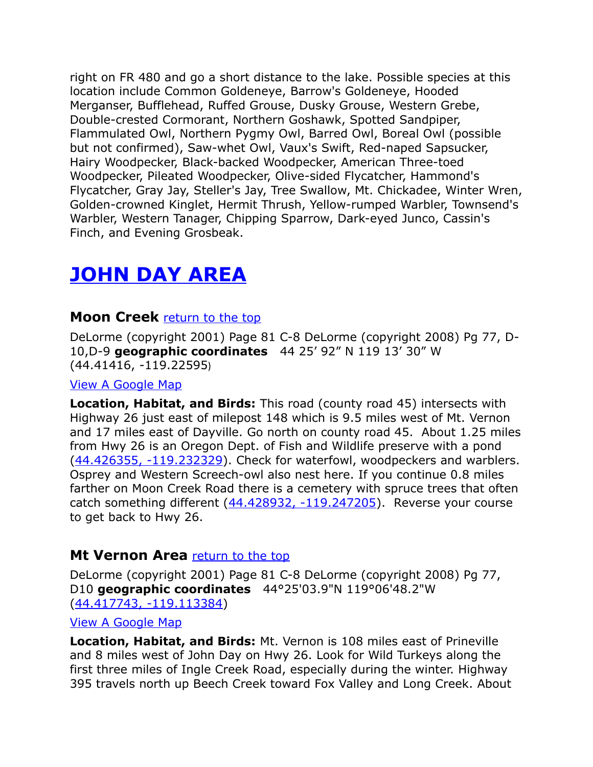right on FR 480 and go a short distance to the lake. Possible species at this location include Common Goldeneye, Barrow's Goldeneye, Hooded Merganser, Bufflehead, Ruffed Grouse, Dusky Grouse, Western Grebe, Double-crested Cormorant, Northern Goshawk, Spotted Sandpiper, Flammulated Owl, Northern Pygmy Owl, Barred Owl, Boreal Owl (possible but not confirmed), Saw-whet Owl, Vaux's Swift, Red-naped Sapsucker, Hairy Woodpecker, Black-backed Woodpecker, American Three-toed Woodpecker, Pileated Woodpecker, Olive-sided Flycatcher, Hammond's Flycatcher, Gray Jay, Steller's Jay, Tree Swallow, Mt. Chickadee, Winter Wren, Golden-crowned Kinglet, Hermit Thrush, Yellow-rumped Warbler, Townsend's Warbler, Western Tanager, Chipping Sparrow, Dark-eyed Junco, Cassin's Finch, and Evening Grosbeak.

# JOHN DAY AREA

## Moon Creek return to the top

DeLorme (copyright 2001) Page 81 C-8 DeLorme (copyright 2008) Pg 77, D-10,D-9 **geographic coordinates** 44 25' 92" N 119 13' 30" W (44.41416, -119.22595)

View A Google Map

**Location, Habitat, and Birds:** This road (county road 45) intersects with Highway 26 just east of milepost 148 which is 9.5 miles west of Mt. Vernon and 17 miles east of Dayville. Go north on county road 45. About 1.25 miles from Hwy 26 is an Oregon Dept. of Fish and Wildlife preserve with a pond (44.426355, -119.232329). Check for waterfowl, woodpeckers and warblers. Osprey and Western Screech-owl also nest here. If you continue 0.8 miles farther on Moon Creek Road there is a cemetery with spruce trees that often catch something different (44.428932, -119.247205). Reverse your course to get back to Hwy 26.

## Mt Vernon Area return to the top

DeLorme (copyright 2001) Page 81 C-8 DeLorme (copyright 2008) Pg 77, D10 **geographic coordinates** 44°25'03.9"N 119°06'48.2"W (44.417743, -119.113384)

View A Google Map

**Location, Habitat, and Birds:** Mt. Vernon is 108 miles east of Prineville and 8 miles west of John Day on Hwy 26. Look for Wild Turkeys along the first three miles of Ingle Creek Road, especially during the winter. Highway 395 travels north up Beech Creek toward Fox Valley and Long Creek. About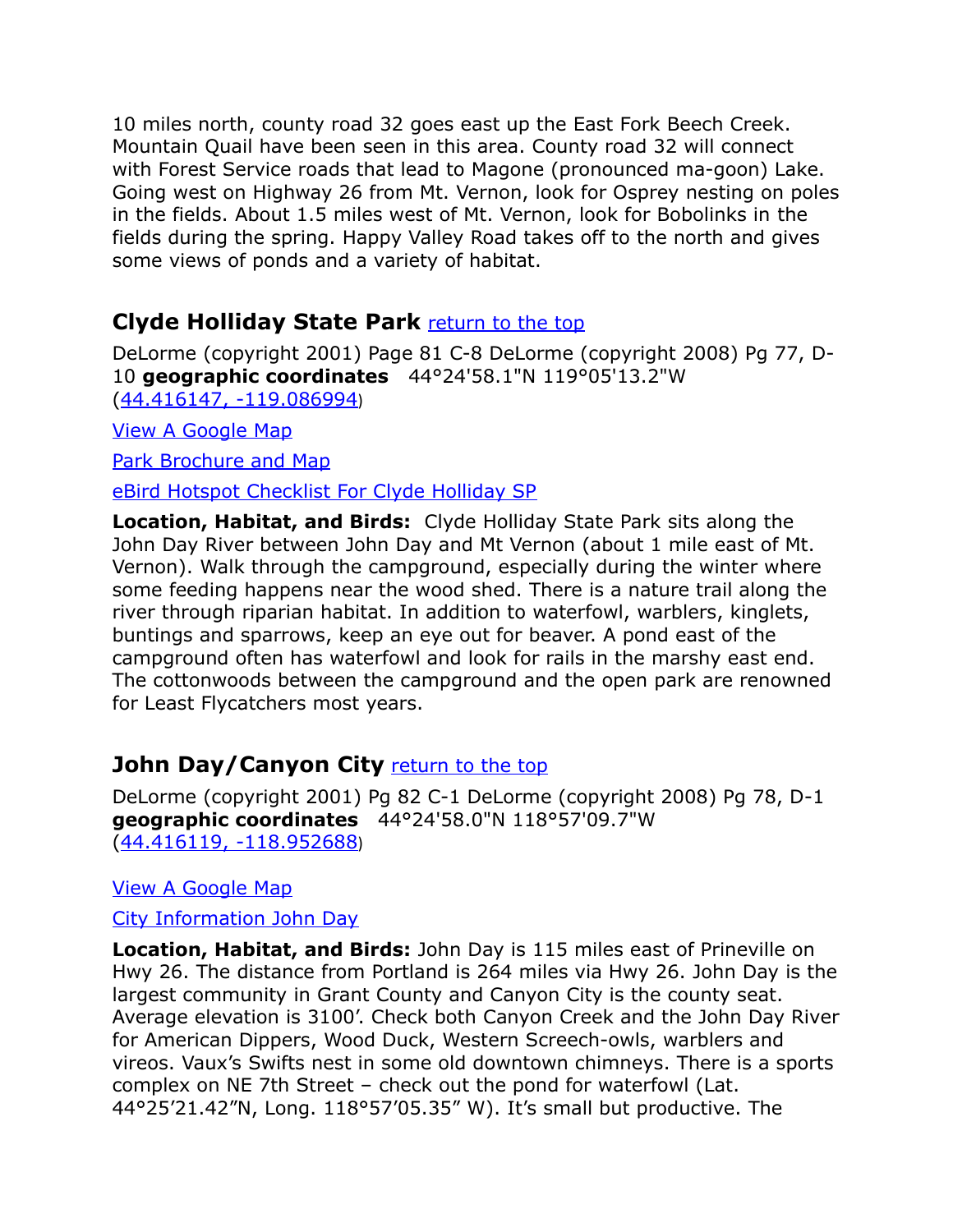10 miles north, county road 32 goes east up the East Fork Beech Creek. Mountain Quail have been seen in this area. County road 32 will connect with Forest Service roads that lead to Magone (pronounced ma-goon) Lake. Going west on Highway 26 from Mt. Vernon, look for Osprey nesting on poles in the fields. About 1.5 miles west of Mt. Vernon, look for Bobolinks in the fields during the spring. Happy Valley Road takes off to the north and gives some views of ponds and a variety of habitat.

## Clyde Holliday State Park [return to the top]

DeLorme (copyright 2001) Page 81 C-8 DeLorme (copyright 2008) Pg 77, D-10 **geographic coordinates** 44°24'58.1"N 119°05'13.2"W (44.416147, -119.086994)

View A Google Map

Park Brochure and Map

eBird Hotspot Checklist For Clyde Holliday SP

**Location, Habitat, and Birds:** Clyde Holliday State Park sits along the John Day River between John Day and Mt Vernon (about 1 mile east of Mt. Vernon). Walk through the campground, especially during the winter where some feeding happens near the wood shed. There is a nature trail along the river through riparian habitat. In addition to waterfowl, warblers, kinglets, buntings and sparrows, keep an eye out for beaver. A pond east of the campground often has waterfowl and look for rails in the marshy east end. The cottonwoods between the campground and the open park are renowned for Least Flycatchers most years.

## John Day/Canyon City [return to the top]

DeLorme (copyright 2001) Pg 82 C-1 DeLorme (copyright 2008) Pg 78, D-1 **geographic coordinates** 44°24'58.0"N 118°57'09.7"W (44.416119, -118.952688)

View A Google Map

City Information John Day

**Location, Habitat, and Birds:** John Day is 115 miles east of Prineville on Hwy 26. The distance from Portland is 264 miles via Hwy 26. John Day is the largest community in Grant County and Canyon City is the county seat. Average elevation is 3100'. Check both Canyon Creek and the John Day River for American Dippers, Wood Duck, Western Screech-owls, warblers and vireos. Vaux's Swifts nest in some old downtown chimneys. There is a sports complex on NE 7th Street – check out the pond for waterfowl (Lat. 44°25'21.42"N, Long. 118°57'05.35" W). It's small but productive. The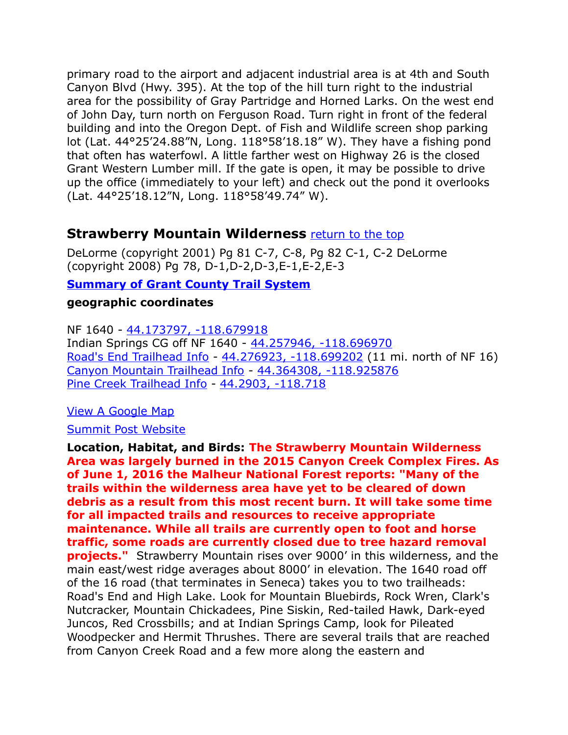primary road to the airport and adjacent industrial area is at 4th and South Canyon Blvd (Hwy. 395). At the top of the hill turn right to the industrial area for the possibility of Gray Partridge and Horned Larks. On the west end of John Day, turn north on Ferguson Road. Turn right in front of the federal building and into the Oregon Dept. of Fish and Wildlife screen shop parking lot (Lat. 44°25'24.88"N, Long. 118°58'18.18" W). They have a fishing pond that often has waterfowl. A little farther west on Highway 26 is the closed Grant Western Lumber mill. If the gate is open, it may be possible to drive up the office (immediately to your left) and check out the pond it overlooks (Lat. 44°25'18.12"N, Long. 118°58'49.74" W).

## Strawberry Mountain Wilderness return to the top

DeLorme (copyright 2001) Pg 81 C-7, C-8, Pg 82 C-1, C-2 DeLorme (copyright 2008) Pg 78, D-1,D-2,D-3,E-1,E-2,E-3

**Summary of Grant County Trail System**

**geographic coordinates**

NF 1640 - 44.173797, -118.679918
Indian Springs CG off NF 1640 - 44.257946, -118.696970
Road's End Trailhead Info - 44.276923, -118.699202 (11 mi. north of NF 16)
Canyon Mountain Trailhead Info - 44.364308, -118.925876
Pine Creek Trailhead Info - 44.2903, -118.718

View A Google Map

Summit Post Website

**Location, Habitat, and Birds:** **The Strawberry Mountain Wilderness Area was largely burned in the 2015 Canyon Creek Complex Fires. As of June 1, 2016 the Malheur National Forest reports: "Many of the trails within the wilderness area have yet to be cleared of down debris as a result from this most recent burn. It will take some time for all impacted trails and resources to receive appropriate maintenance. While all trails are currently open to foot and horse traffic, some roads are currently closed due to tree hazard removal projects."** Strawberry Mountain rises over 9000' in this wilderness, and the main east/west ridge averages about 8000' in elevation. The 1640 road off of the 16 road (that terminates in Seneca) takes you to two trailheads: Road's End and High Lake. Look for Mountain Bluebirds, Rock Wren, Clark's Nutcracker, Mountain Chickadees, Pine Siskin, Red-tailed Hawk, Dark-eyed Juncos, Red Crossbills; and at Indian Springs Camp, look for Pileated Woodpecker and Hermit Thrushes. There are several trails that are reached from Canyon Creek Road and a few more along the eastern and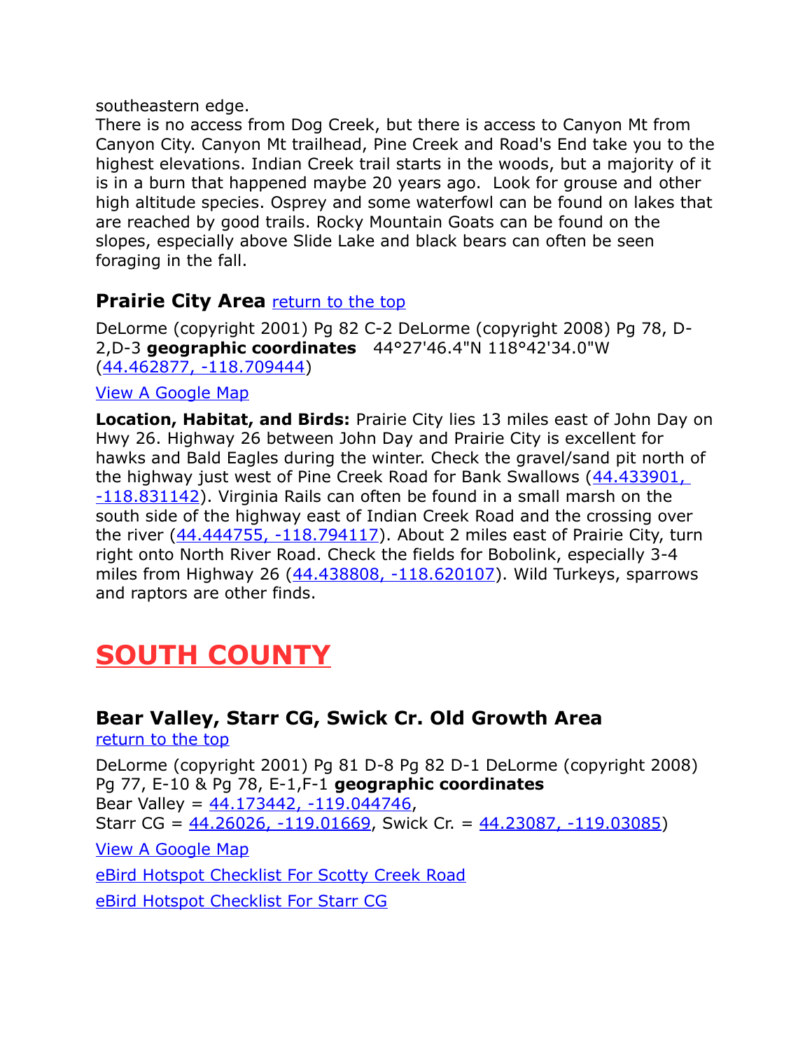southeastern edge.
There is no access from Dog Creek, but there is access to Canyon Mt from Canyon City. Canyon Mt trailhead, Pine Creek and Road's End take you to the highest elevations. Indian Creek trail starts in the woods, but a majority of it is in a burn that happened maybe 20 years ago. Look for grouse and other high altitude species. Osprey and some waterfowl can be found on lakes that are reached by good trails. Rocky Mountain Goats can be found on the slopes, especially above Slide Lake and black bears can often be seen foraging in the fall.

### Prairie City Area [return to the top]

DeLorme (copyright 2001) Pg 82 C-2 DeLorme (copyright 2008) Pg 78, D-2,D-3 **geographic coordinates** 44°27'46.4"N 118°42'34.0"W (44.462877, -118.709444)

View A Google Map

**Location, Habitat, and Birds:** Prairie City lies 13 miles east of John Day on Hwy 26. Highway 26 between John Day and Prairie City is excellent for hawks and Bald Eagles during the winter. Check the gravel/sand pit north of the highway just west of Pine Creek Road for Bank Swallows (44.433901, -118.831142). Virginia Rails can often be found in a small marsh on the south side of the highway east of Indian Creek Road and the crossing over the river (44.444755, -118.794117). About 2 miles east of Prairie City, turn right onto North River Road. Check the fields for Bobolink, especially 3-4 miles from Highway 26 (44.438808, -118.620107). Wild Turkeys, sparrows and raptors are other finds.

# SOUTH COUNTY

### Bear Valley, Starr CG, Swick Cr. Old Growth Area

return to the top

DeLorme (copyright 2001) Pg 81 D-8 Pg 82 D-1 DeLorme (copyright 2008) Pg 77, E-10 & Pg 78, E-1,F-1 **geographic coordinates**
Bear Valley = 44.173442, -119.044746,
Starr CG = 44.26026, -119.01669, Swick Cr. = 44.23087, -119.03085)

View A Google Map

eBird Hotspot Checklist For Scotty Creek Road

eBird Hotspot Checklist For Starr CG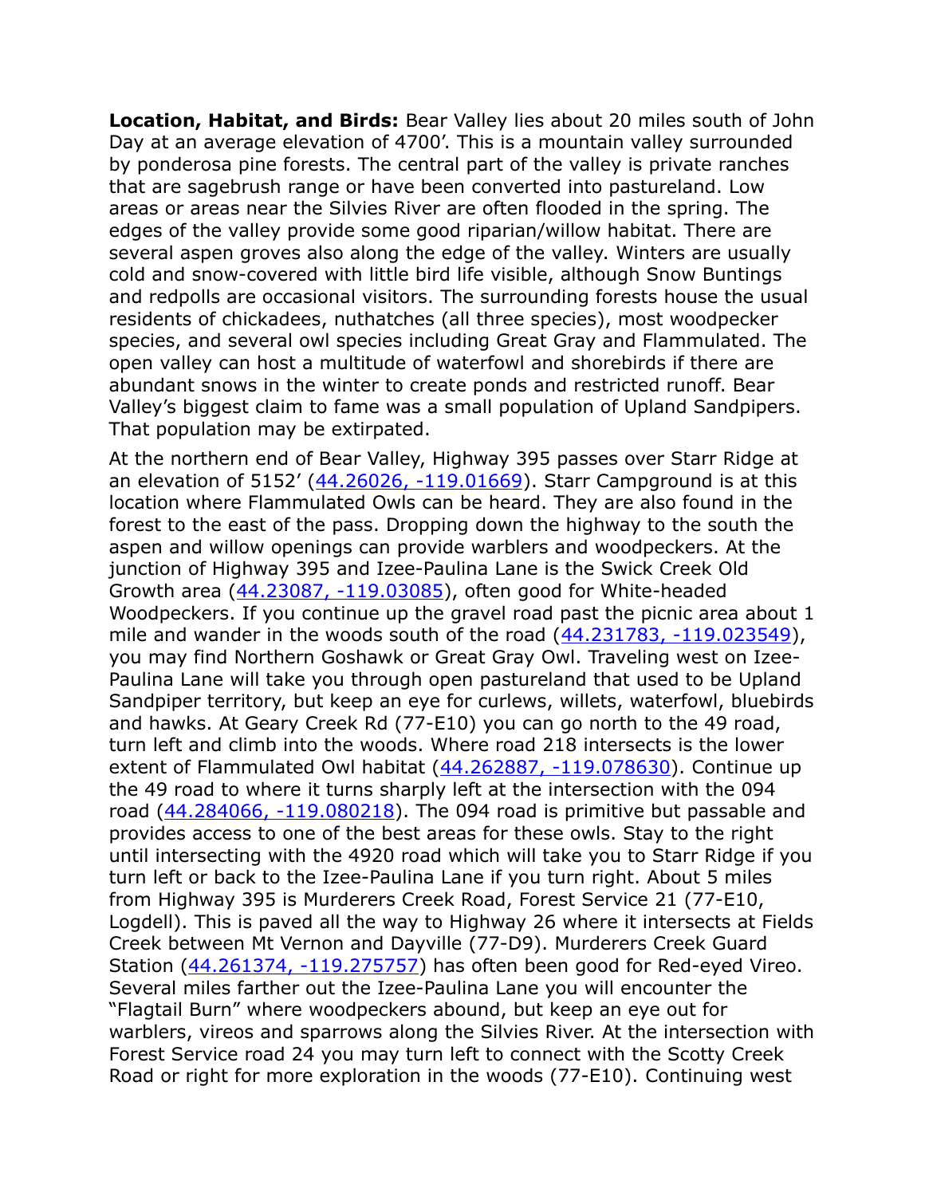**Location, Habitat, and Birds:** Bear Valley lies about 20 miles south of John Day at an average elevation of 4700'. This is a mountain valley surrounded by ponderosa pine forests. The central part of the valley is private ranches that are sagebrush range or have been converted into pastureland. Low areas or areas near the Silvies River are often flooded in the spring. The edges of the valley provide some good riparian/willow habitat. There are several aspen groves also along the edge of the valley. Winters are usually cold and snow-covered with little bird life visible, although Snow Buntings and redpolls are occasional visitors. The surrounding forests house the usual residents of chickadees, nuthatches (all three species), most woodpecker species, and several owl species including Great Gray and Flammulated. The open valley can host a multitude of waterfowl and shorebirds if there are abundant snows in the winter to create ponds and restricted runoff. Bear Valley's biggest claim to fame was a small population of Upland Sandpipers. That population may be extirpated.

At the northern end of Bear Valley, Highway 395 passes over Starr Ridge at an elevation of 5152' (44.26026, -119.01669). Starr Campground is at this location where Flammulated Owls can be heard. They are also found in the forest to the east of the pass. Dropping down the highway to the south the aspen and willow openings can provide warblers and woodpeckers. At the junction of Highway 395 and Izee-Paulina Lane is the Swick Creek Old Growth area (44.23087, -119.03085), often good for White-headed Woodpeckers. If you continue up the gravel road past the picnic area about 1 mile and wander in the woods south of the road (44.231783, -119.023549), you may find Northern Goshawk or Great Gray Owl. Traveling west on Izee-Paulina Lane will take you through open pastureland that used to be Upland Sandpiper territory, but keep an eye for curlews, willets, waterfowl, bluebirds and hawks. At Geary Creek Rd (77-E10) you can go north to the 49 road, turn left and climb into the woods. Where road 218 intersects is the lower extent of Flammulated Owl habitat (44.262887, -119.078630). Continue up the 49 road to where it turns sharply left at the intersection with the 094 road (44.284066, -119.080218). The 094 road is primitive but passable and provides access to one of the best areas for these owls. Stay to the right until intersecting with the 4920 road which will take you to Starr Ridge if you turn left or back to the Izee-Paulina Lane if you turn right. About 5 miles from Highway 395 is Murderers Creek Road, Forest Service 21 (77-E10, Logdell). This is paved all the way to Highway 26 where it intersects at Fields Creek between Mt Vernon and Dayville (77-D9). Murderers Creek Guard Station (44.261374, -119.275757) has often been good for Red-eyed Vireo. Several miles farther out the Izee-Paulina Lane you will encounter the "Flagtail Burn" where woodpeckers abound, but keep an eye out for warblers, vireos and sparrows along the Silvies River. At the intersection with Forest Service road 24 you may turn left to connect with the Scotty Creek Road or right for more exploration in the woods (77-E10). Continuing west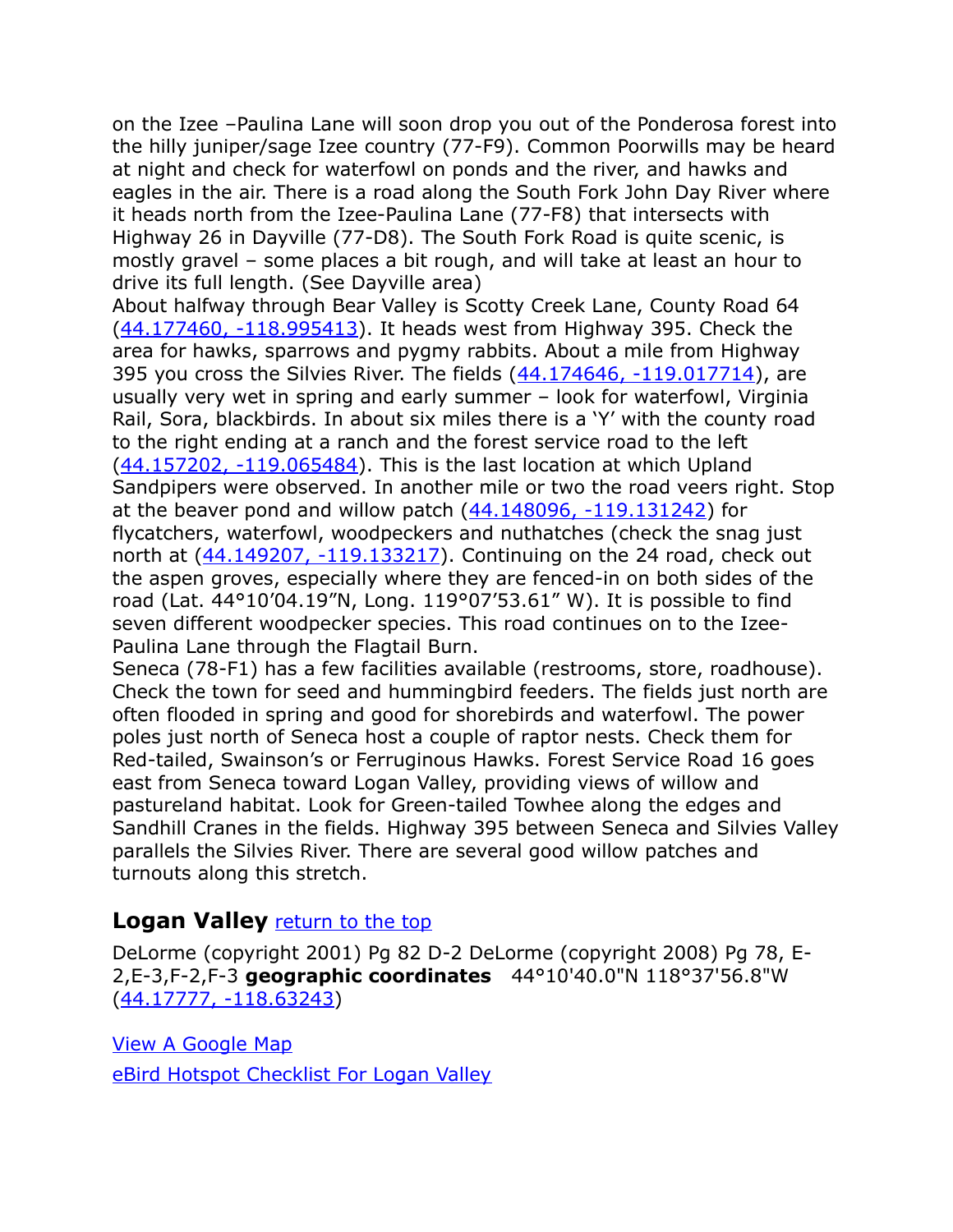on the Izee –Paulina Lane will soon drop you out of the Ponderosa forest into the hilly juniper/sage Izee country (77-F9). Common Poorwills may be heard at night and check for waterfowl on ponds and the river, and hawks and eagles in the air. There is a road along the South Fork John Day River where it heads north from the Izee-Paulina Lane (77-F8) that intersects with Highway 26 in Dayville (77-D8). The South Fork Road is quite scenic, is mostly gravel – some places a bit rough, and will take at least an hour to drive its full length. (See Dayville area)

About halfway through Bear Valley is Scotty Creek Lane, County Road 64 (44.177460, -118.995413). It heads west from Highway 395. Check the area for hawks, sparrows and pygmy rabbits. About a mile from Highway 395 you cross the Silvies River. The fields (44.174646, -119.017714), are usually very wet in spring and early summer – look for waterfowl, Virginia Rail, Sora, blackbirds. In about six miles there is a 'Y' with the county road to the right ending at a ranch and the forest service road to the left (44.157202, -119.065484). This is the last location at which Upland Sandpipers were observed. In another mile or two the road veers right. Stop at the beaver pond and willow patch (44.148096, -119.131242) for flycatchers, waterfowl, woodpeckers and nuthatches (check the snag just north at (44.149207, -119.133217). Continuing on the 24 road, check out the aspen groves, especially where they are fenced-in on both sides of the road (Lat. 44°10'04.19"N, Long. 119°07'53.61" W). It is possible to find seven different woodpecker species. This road continues on to the Izee-Paulina Lane through the Flagtail Burn.

Seneca (78-F1) has a few facilities available (restrooms, store, roadhouse). Check the town for seed and hummingbird feeders. The fields just north are often flooded in spring and good for shorebirds and waterfowl. The power poles just north of Seneca host a couple of raptor nests. Check them for Red-tailed, Swainson's or Ferruginous Hawks. Forest Service Road 16 goes east from Seneca toward Logan Valley, providing views of willow and pastureland habitat. Look for Green-tailed Towhee along the edges and Sandhill Cranes in the fields. Highway 395 between Seneca and Silvies Valley parallels the Silvies River. There are several good willow patches and turnouts along this stretch.

## Logan Valley return to the top

DeLorme (copyright 2001) Pg 82 D-2 DeLorme (copyright 2008) Pg 78, E-2,E-3,F-2,F-3 **geographic coordinates** 44°10'40.0"N 118°37'56.8"W (44.17777, -118.63243)

View A Google Map

eBird Hotspot Checklist For Logan Valley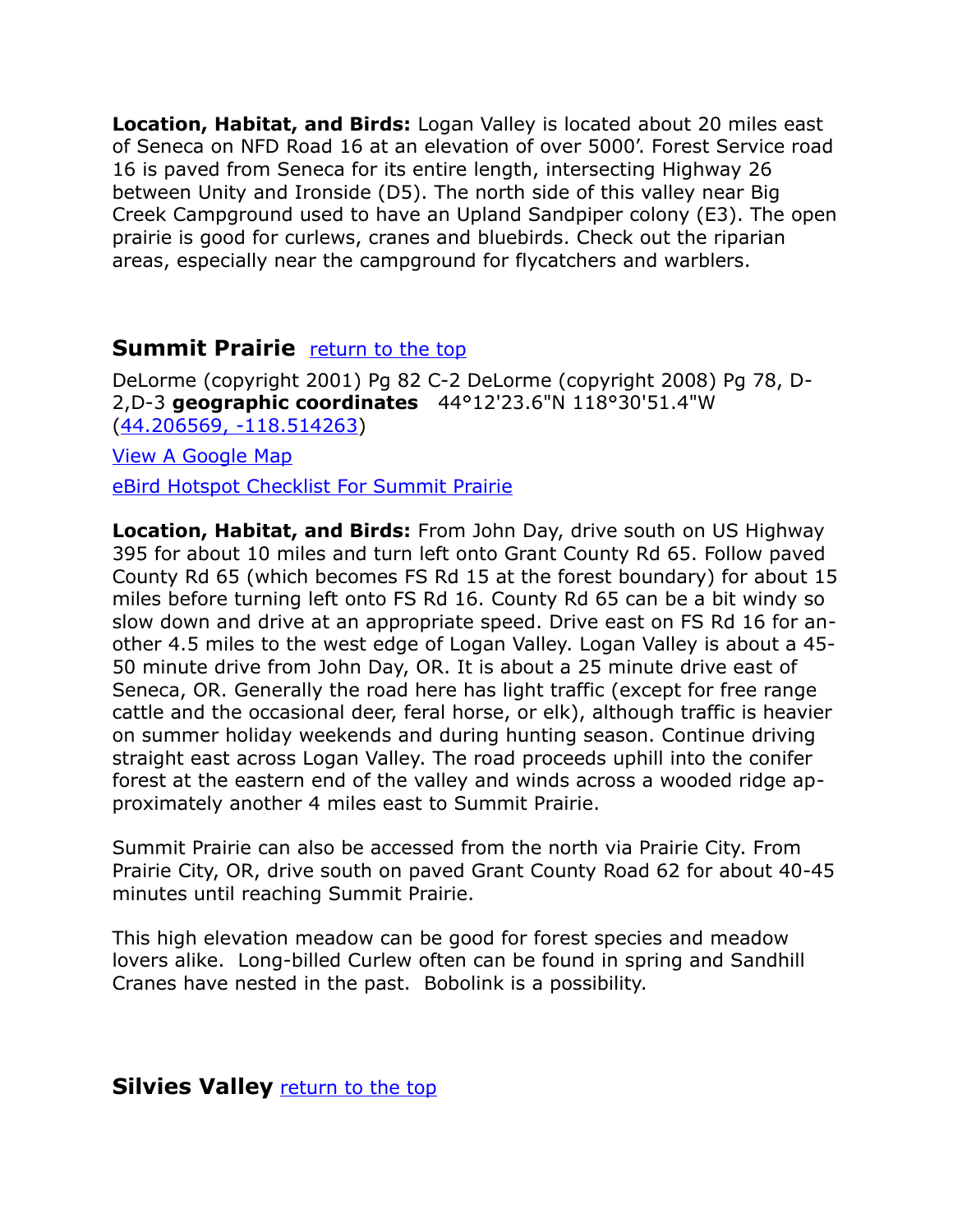**Location, Habitat, and Birds:** Logan Valley is located about 20 miles east of Seneca on NFD Road 16 at an elevation of over 5000'. Forest Service road 16 is paved from Seneca for its entire length, intersecting Highway 26 between Unity and Ironside (D5). The north side of this valley near Big Creek Campground used to have an Upland Sandpiper colony (E3). The open prairie is good for curlews, cranes and bluebirds. Check out the riparian areas, especially near the campground for flycatchers and warblers.

## Summit Prairie [return to the top]

DeLorme (copyright 2001) Pg 82 C-2 DeLorme (copyright 2008) Pg 78, D-2,D-3 **geographic coordinates** 44°12'23.6"N 118°30'51.4"W (44.206569, -118.514263)

View A Google Map

eBird Hotspot Checklist For Summit Prairie

**Location, Habitat, and Birds:** From John Day, drive south on US Highway 395 for about 10 miles and turn left onto Grant County Rd 65. Follow paved County Rd 65 (which becomes FS Rd 15 at the forest boundary) for about 15 miles before turning left onto FS Rd 16. County Rd 65 can be a bit windy so slow down and drive at an appropriate speed. Drive east on FS Rd 16 for another 4.5 miles to the west edge of Logan Valley. Logan Valley is about a 45-50 minute drive from John Day, OR. It is about a 25 minute drive east of Seneca, OR. Generally the road here has light traffic (except for free range cattle and the occasional deer, feral horse, or elk), although traffic is heavier on summer holiday weekends and during hunting season. Continue driving straight east across Logan Valley. The road proceeds uphill into the conifer forest at the eastern end of the valley and winds across a wooded ridge approximately another 4 miles east to Summit Prairie.

Summit Prairie can also be accessed from the north via Prairie City. From Prairie City, OR, drive south on paved Grant County Road 62 for about 40-45 minutes until reaching Summit Prairie.

This high elevation meadow can be good for forest species and meadow lovers alike. Long-billed Curlew often can be found in spring and Sandhill Cranes have nested in the past. Bobolink is a possibility.

## Silvies Valley [return to the top]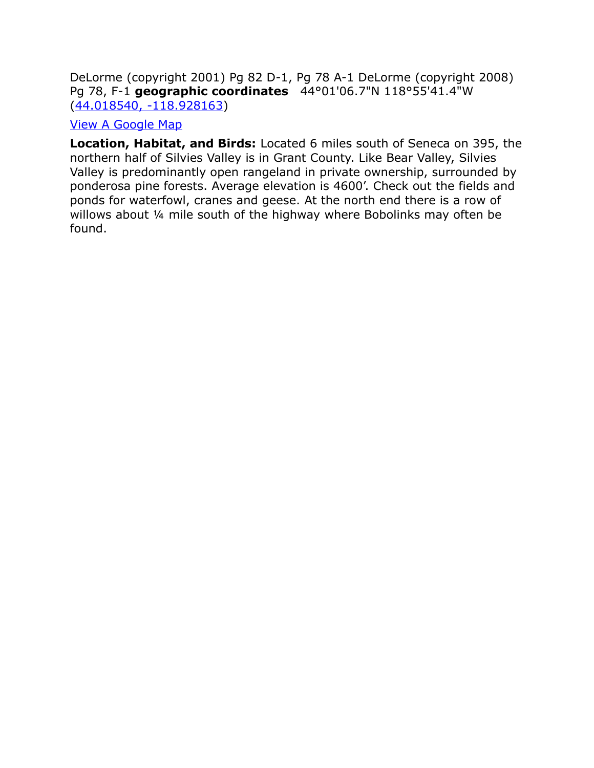DeLorme (copyright 2001) Pg 82 D-1, Pg 78 A-1 DeLorme (copyright 2008) Pg 78, F-1 **geographic coordinates** 44°01'06.7"N 118°55'41.4"W (44.018540, -118.928163)

View A Google Map

**Location, Habitat, and Birds:** Located 6 miles south of Seneca on 395, the northern half of Silvies Valley is in Grant County. Like Bear Valley, Silvies Valley is predominantly open rangeland in private ownership, surrounded by ponderosa pine forests. Average elevation is 4600'. Check out the fields and ponds for waterfowl, cranes and geese. At the north end there is a row of willows about ¼ mile south of the highway where Bobolinks may often be found.